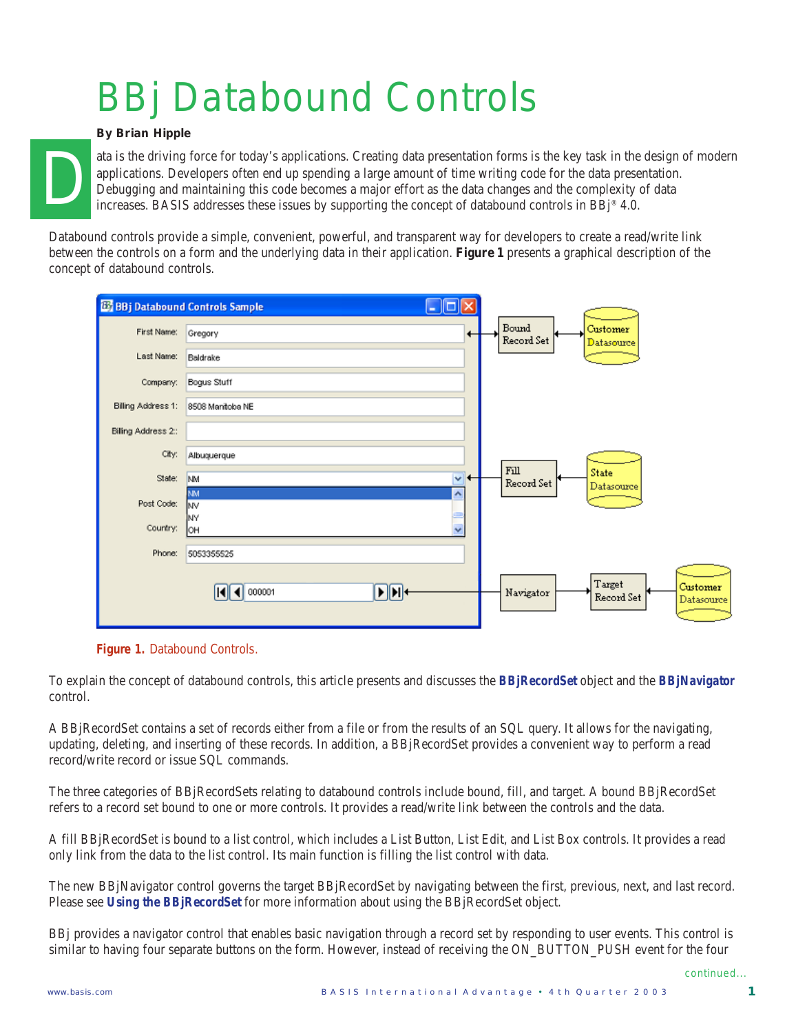# BBj Databound Controls

**By Brian Hipple**

Data is the driving force for today's applications. Creating data presentation forms is the key task in the design of modern applications. Developers often end up spending a large amount of time writing code for the data presentation. Debugging and maintaining this code becomes a major effort as the data changes and the complexity of data increases. BASIS addresses these issues by supporting the concept of databound controls in BBj® 4.0.

Databound controls provide a simple, convenient, powerful, and transparent way for developers to create a read/write link between the controls on a form and the underlying data in their application. **Figure 1** presents a graphical description of the concept of databound controls.

**Figure 1.** Databound Controls.

To explain the concept of databound controls, this article presents and discusses the **BBjRecordSet** object and the **BBjNavigator** control.

A BBjRecordSet contains a set of records either from a file or from the results of an SQL query. It allows for the navigating, updating, deleting, and inserting of these records. In addition, a BBjRecordSet provides a convenient way to perform a read record/write record or issue SQL commands.

The three categories of BBjRecordSets relating to databound controls include bound, fill, and target. A bound BBjRecordSet refers to a record set bound to one or more controls. It provides a read/write link between the controls and the data.

A fill BBjRecordSet is bound to a list control, which includes a List Button, List Edit, and List Box controls. It provides a read only link from the data to the list control. Its main function is filling the list control with data.

The new BBjNavigator control governs the target BBjRecordSet by navigating between the first, previous, next, and last record. Please see **Using the BBjRecordSet** for more information about using the BBjRecordSet object.

BBj provides a navigator control that enables basic navigation through a record set by responding to user events. This control is similar to having four separate buttons on the form. However, instead of receiving the ON_BUTTON_PUSH event for the four

continued...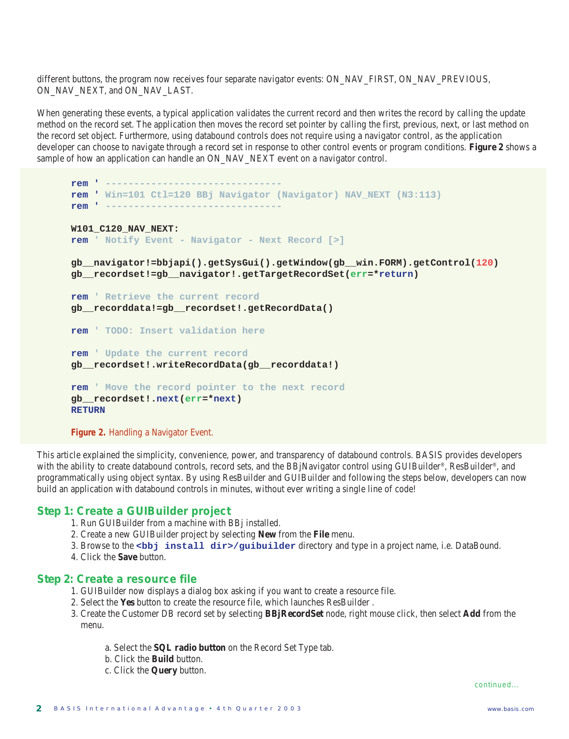different buttons, the program now receives four separate navigator events: ON_NAV_FIRST, ON_NAV_PREVIOUS, ON_NAV_NEXT, and ON_NAV_LAST.

When generating these events, a typical application validates the current record and then writes the record by calling the update method on the record set. The application then moves the record set pointer by calling the first, previous, next, or last method on the record set object. Furthermore, using databound controls does not require using a navigator control, as the application developer can choose to navigate through a record set in response to other control events or program conditions. **Figure 2** shows a sample of how an application can handle an ON_NAV_NEXT event on a navigator control.

```
rem ' ------------------------------
rem ' Win=101 Ctl=120 BBj Navigator (Navigator) NAV_NEXT (N3:113)
rem ' ------------------------------

W101_C120_NAV_NEXT:
rem ' Notify Event - Navigator - Next Record [>]

gb__navigator!=bbjapi().getSysGui().getWindow(gb__win.FORM).getControl(120)
gb__recordset!=gb__navigator!.getTargetRecordSet(err=*return)

rem ' Retrieve the current record
gb__recorddata!=gb__recordset!.getRecordData()

rem ' TODO: Insert validation here

rem ' Update the current record
gb__recordset!.writeRecordData(gb__recorddata!)

rem ' Move the record pointer to the next record
gb__recordset!.next(err=*next)
RETURN
```

**Figure 2.** Handling a Navigator Event.

This article explained the simplicity, convenience, power, and transparency of databound controls. BASIS provides developers with the ability to create databound controls, record sets, and the BBjNavigator control using GUIBuilder®, ResBuilder®, and programmatically using object syntax. By using ResBuilder and GUIBuilder and following the steps below, developers can now build an application with databound controls in minutes, without ever writing a single line of code!

## Step 1: Create a GUIBuilder project

1. Run GUIBuilder from a machine with BBj installed.
2. Create a new GUIBuilder project by selecting **New** from the **File** menu.
3. Browse to the `<bbj install dir>/guibuilder` directory and type in a project name, i.e. DataBound.
4. Click the **Save** button.

## Step 2: Create a resource file

1. GUIBuilder now displays a dialog box asking if you want to create a resource file.
2. Select the **Yes** button to create the resource file, which launches ResBuilder .
3. Create the Customer DB record set by selecting **BBjRecordSet** node, right mouse click, then select **Add** from the menu.

   a. Select the **SQL radio button** on the Record Set Type tab.
   b. Click the **Build** button.
   c. Click the **Query** button.

continued...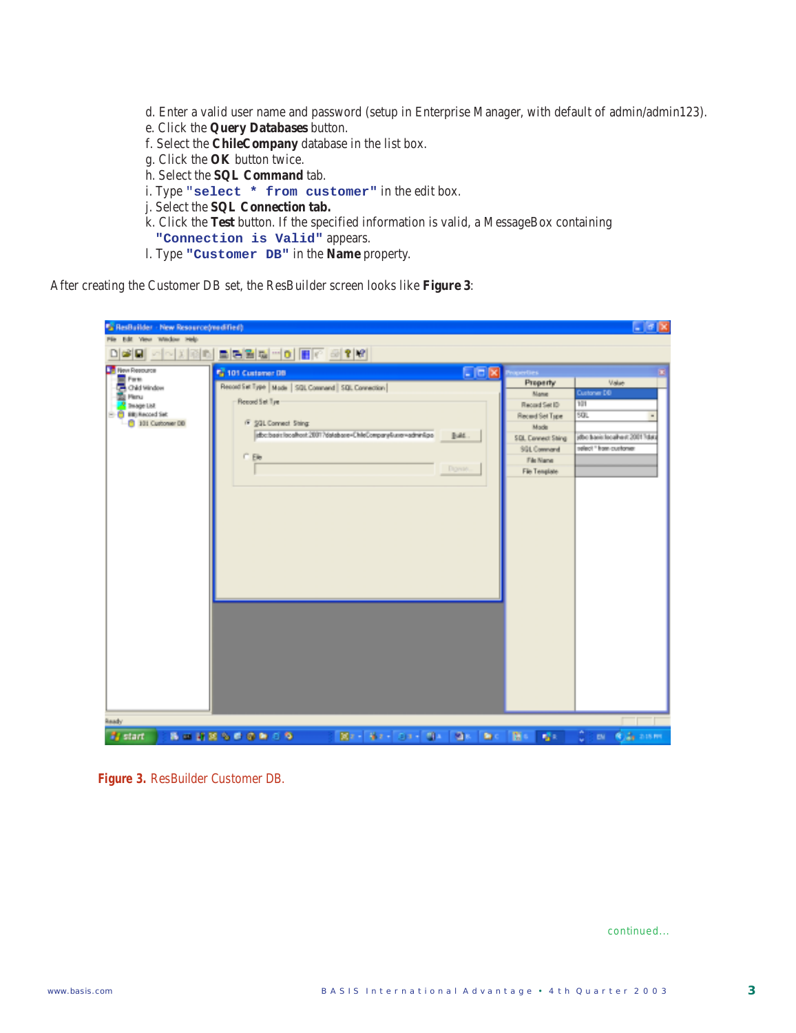d. Enter a valid user name and password (setup in Enterprise Manager, with default of admin/admin123).
e. Click the **Query Databases** button.
f. Select the **ChileCompany** database in the list box.
g. Click the **OK** button twice.
h. Select the **SQL Command** tab.
i. Type `"select * from customer"` in the edit box.
j. Select the **SQL Connection tab.**
k. Click the **Test** button. If the specified information is valid, a MessageBox containing `"Connection is Valid"` appears.
l. Type `"Customer DB"` in the **Name** property.

After creating the Customer DB set, the ResBuilder screen looks like **Figure 3**:

**Figure 3.** ResBuilder Customer DB.

continued...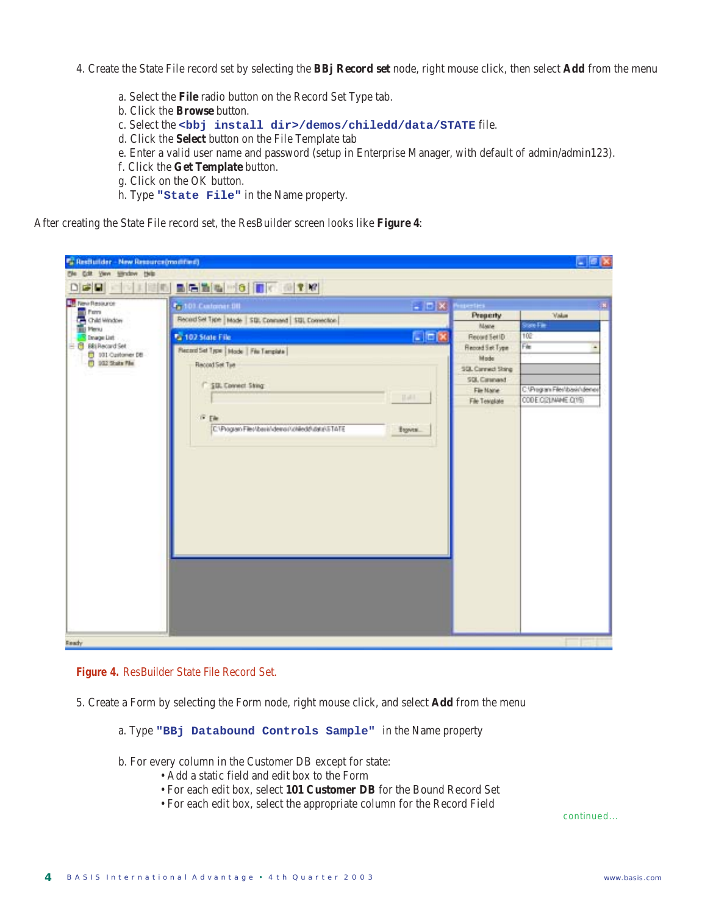4. Create the State File record set by selecting the **BBj Record set** node, right mouse click, then select **Add** from the menu

   a. Select the **File** radio button on the Record Set Type tab.
   b. Click the **Browse** button.
   c. Select the `<bbj install dir>/demos/chiledd/data/STATE` file.
   d. Click the **Select** button on the File Template tab
   e. Enter a valid user name and password (setup in Enterprise Manager, with default of admin/admin123).
   f. Click the **Get Template** button.
   g. Click on the OK button.
   h. Type `"State File"` in the Name property.

After creating the State File record set, the ResBuilder screen looks like **Figure 4**:

**Figure 4.** ResBuilder State File Record Set.

5. Create a Form by selecting the Form node, right mouse click, and select **Add** from the menu

   a. Type `"BBj Databound Controls Sample"` in the Name property

   b. For every column in the Customer DB except for state:
      - Add a static field and edit box to the Form
      - For each edit box, select **101 Customer DB** for the Bound Record Set
      - For each edit box, select the appropriate column for the Record Field

continued...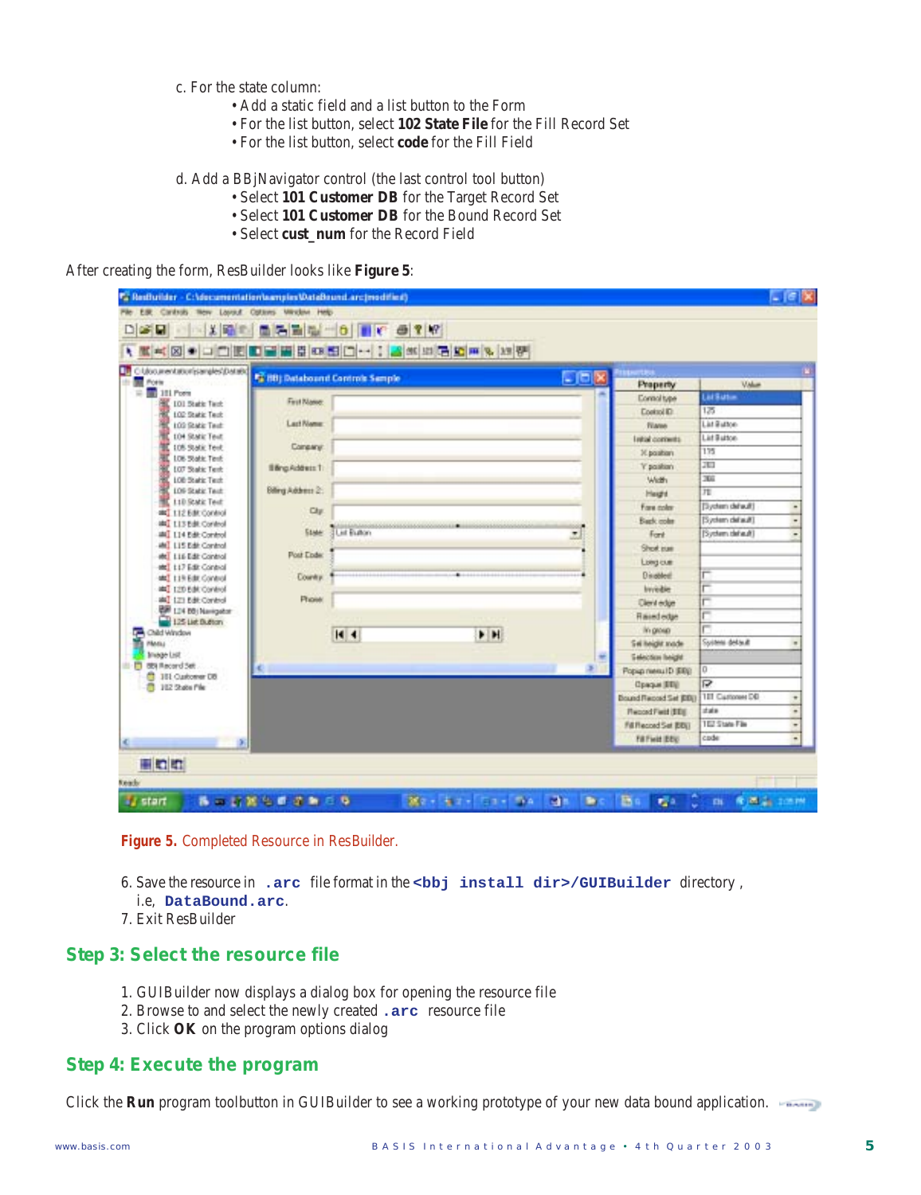c. For the state column:

- Add a static field and a list button to the Form
- For the list button, select **102 State File** for the Fill Record Set
- For the list button, select **code** for the Fill Field

d. Add a BBjNavigator control (the last control tool button)

- Select **101 Customer DB** for the Target Record Set
- Select **101 Customer DB** for the Bound Record Set
- Select **cust_num** for the Record Field

After creating the form, ResBuilder looks like **Figure 5**:

**Figure 5.** Completed Resource in ResBuilder.

6. Save the resource in `.arc` file format in the `<bbj install dir>/GUIBuilder` directory, i.e, `DataBound.arc`.
7. Exit ResBuilder

## Step 3: Select the resource file

1. GUIBuilder now displays a dialog box for opening the resource file
2. Browse to and select the newly created `.arc` resource file
3. Click **OK** on the program options dialog

## Step 4: Execute the program

Click the **Run** program toolbutton in GUIBuilder to see a working prototype of your new data bound application.